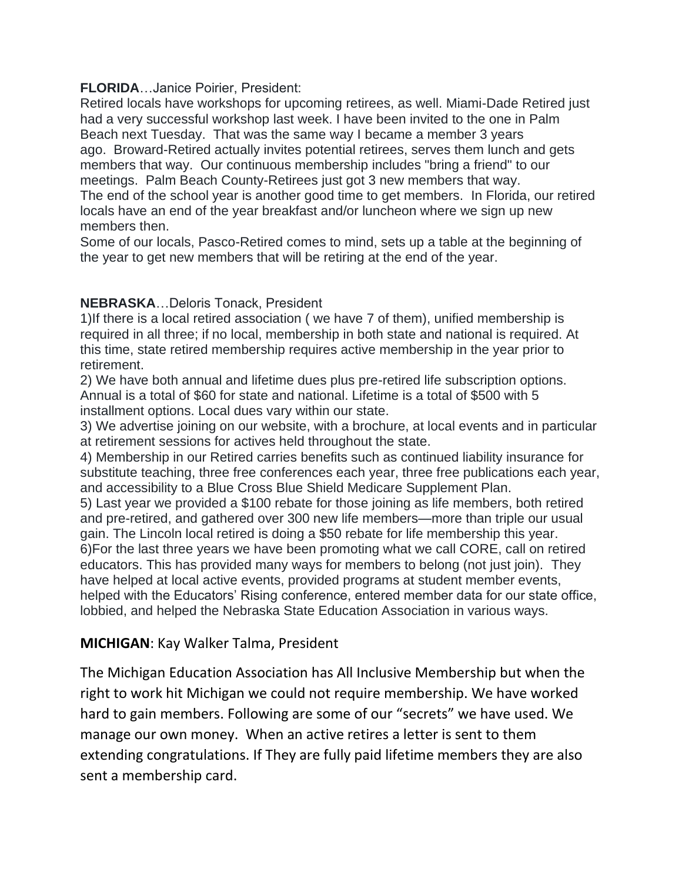**FLORIDA**…Janice Poirier, President:

Retired locals have workshops for upcoming retirees, as well. Miami-Dade Retired just had a very successful workshop last week. I have been invited to the one in Palm Beach next Tuesday. That was the same way I became a member 3 years ago. Broward-Retired actually invites potential retirees, serves them lunch and gets members that way. Our continuous membership includes "bring a friend" to our meetings. Palm Beach County-Retirees just got 3 new members that way.
The end of the school year is another good time to get members. In Florida, our retired locals have an end of the year breakfast and/or luncheon where we sign up new members then.
Some of our locals, Pasco-Retired comes to mind, sets up a table at the beginning of the year to get new members that will be retiring at the end of the year.

**NEBRASKA**…Deloris Tonack, President

1)If there is a local retired association ( we have 7 of them), unified membership is required in all three; if no local, membership in both state and national is required. At this time, state retired membership requires active membership in the year prior to retirement.
2) We have both annual and lifetime dues plus pre-retired life subscription options. Annual is a total of $60 for state and national. Lifetime is a total of $500 with 5 installment options. Local dues vary within our state.
3) We advertise joining on our website, with a brochure, at local events and in particular at retirement sessions for actives held throughout the state.
4) Membership in our Retired carries benefits such as continued liability insurance for substitute teaching, three free conferences each year, three free publications each year, and accessibility to a Blue Cross Blue Shield Medicare Supplement Plan.
5) Last year we provided a $100 rebate for those joining as life members, both retired and pre-retired, and gathered over 300 new life members—more than triple our usual gain. The Lincoln local retired is doing a $50 rebate for life membership this year.
6)For the last three years we have been promoting what we call CORE, call on retired educators. This has provided many ways for members to belong (not just join). They have helped at local active events, provided programs at student member events, helped with the Educators' Rising conference, entered member data for our state office, lobbied, and helped the Nebraska State Education Association in various ways.

**MICHIGAN**: Kay Walker Talma, President

The Michigan Education Association has All Inclusive Membership but when the right to work hit Michigan we could not require membership. We have worked hard to gain members. Following are some of our "secrets" we have used. We manage our own money. When an active retires a letter is sent to them extending congratulations. If They are fully paid lifetime members they are also sent a membership card.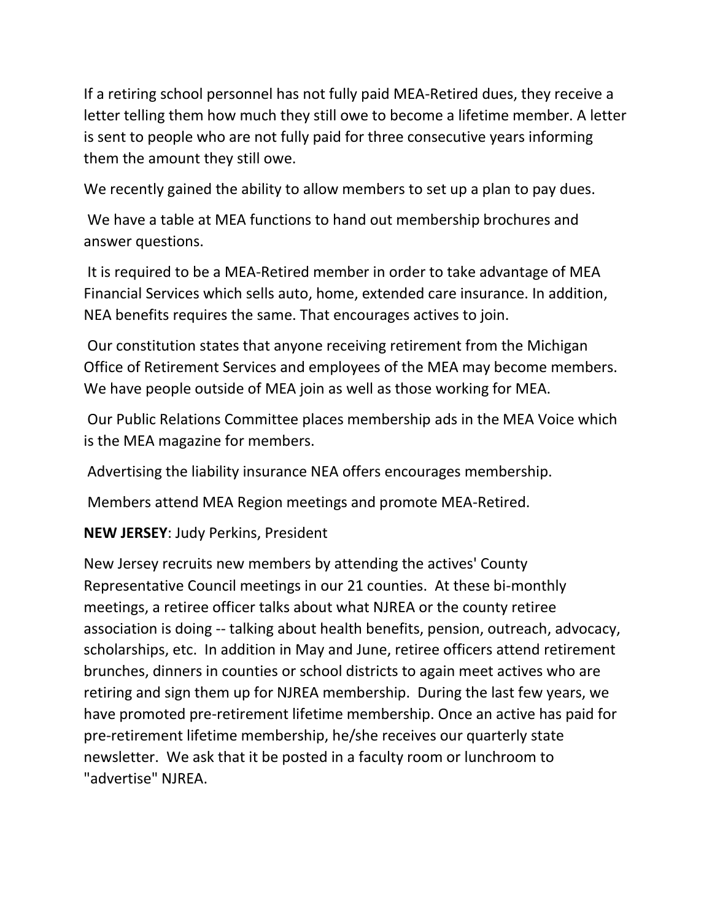If a retiring school personnel has not fully paid MEA-Retired dues, they receive a letter telling them how much they still owe to become a lifetime member. A letter is sent to people who are not fully paid for three consecutive years informing them the amount they still owe.

We recently gained the ability to allow members to set up a plan to pay dues.

We have a table at MEA functions to hand out membership brochures and answer questions.

It is required to be a MEA-Retired member in order to take advantage of MEA Financial Services which sells auto, home, extended care insurance. In addition, NEA benefits requires the same. That encourages actives to join.

Our constitution states that anyone receiving retirement from the Michigan Office of Retirement Services and employees of the MEA may become members. We have people outside of MEA join as well as those working for MEA.

Our Public Relations Committee places membership ads in the MEA Voice which is the MEA magazine for members.

Advertising the liability insurance NEA offers encourages membership.

Members attend MEA Region meetings and promote MEA-Retired.

**NEW JERSEY**: Judy Perkins, President

New Jersey recruits new members by attending the actives' County Representative Council meetings in our 21 counties. At these bi-monthly meetings, a retiree officer talks about what NJREA or the county retiree association is doing -- talking about health benefits, pension, outreach, advocacy, scholarships, etc. In addition in May and June, retiree officers attend retirement brunches, dinners in counties or school districts to again meet actives who are retiring and sign them up for NJREA membership. During the last few years, we have promoted pre-retirement lifetime membership. Once an active has paid for pre-retirement lifetime membership, he/she receives our quarterly state newsletter. We ask that it be posted in a faculty room or lunchroom to "advertise" NJREA.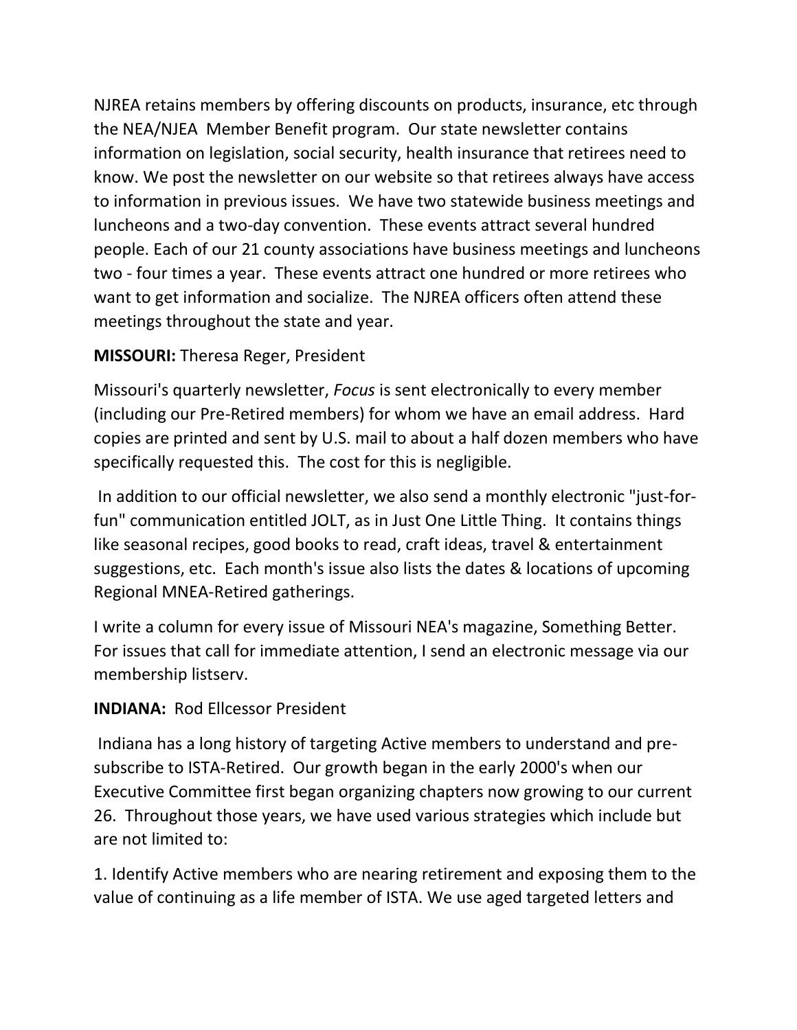NJREA retains members by offering discounts on products, insurance, etc through the NEA/NJEA Member Benefit program. Our state newsletter contains information on legislation, social security, health insurance that retirees need to know. We post the newsletter on our website so that retirees always have access to information in previous issues. We have two statewide business meetings and luncheons and a two-day convention. These events attract several hundred people. Each of our 21 county associations have business meetings and luncheons two - four times a year. These events attract one hundred or more retirees who want to get information and socialize. The NJREA officers often attend these meetings throughout the state and year.

**MISSOURI:** Theresa Reger, President

Missouri's quarterly newsletter, *Focus* is sent electronically to every member (including our Pre-Retired members) for whom we have an email address. Hard copies are printed and sent by U.S. mail to about a half dozen members who have specifically requested this. The cost for this is negligible.

In addition to our official newsletter, we also send a monthly electronic "just-for-fun" communication entitled JOLT, as in Just One Little Thing. It contains things like seasonal recipes, good books to read, craft ideas, travel & entertainment suggestions, etc. Each month's issue also lists the dates & locations of upcoming Regional MNEA-Retired gatherings.

I write a column for every issue of Missouri NEA's magazine, Something Better. For issues that call for immediate attention, I send an electronic message via our membership listserv.

**INDIANA:** Rod Ellcessor President

Indiana has a long history of targeting Active members to understand and pre-subscribe to ISTA-Retired. Our growth began in the early 2000's when our Executive Committee first began organizing chapters now growing to our current 26. Throughout those years, we have used various strategies which include but are not limited to:

1. Identify Active members who are nearing retirement and exposing them to the value of continuing as a life member of ISTA. We use aged targeted letters and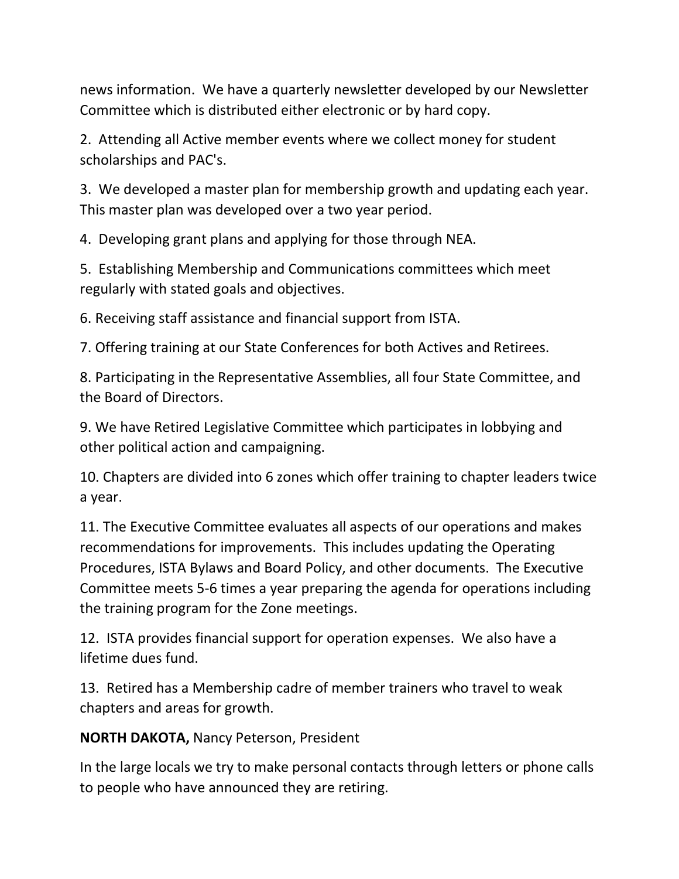news information.  We have a quarterly newsletter developed by our Newsletter Committee which is distributed either electronic or by hard copy.

2.  Attending all Active member events where we collect money for student scholarships and PAC's.

3.  We developed a master plan for membership growth and updating each year.  This master plan was developed over a two year period.

4.  Developing grant plans and applying for those through NEA.

5.  Establishing Membership and Communications committees which meet regularly with stated goals and objectives.

6. Receiving staff assistance and financial support from ISTA.

7. Offering training at our State Conferences for both Actives and Retirees.

8. Participating in the Representative Assemblies, all four State Committee, and the Board of Directors.

9. We have Retired Legislative Committee which participates in lobbying and other political action and campaigning.

10. Chapters are divided into 6 zones which offer training to chapter leaders twice a year.

11. The Executive Committee evaluates all aspects of our operations and makes recommendations for improvements.  This includes updating the Operating Procedures, ISTA Bylaws and Board Policy, and other documents.  The Executive Committee meets 5-6 times a year preparing the agenda for operations including the training program for the Zone meetings.

12.  ISTA provides financial support for operation expenses.  We also have a lifetime dues fund.

13.  Retired has a Membership cadre of member trainers who travel to weak chapters and areas for growth.

**NORTH DAKOTA,** Nancy Peterson, President

In the large locals we try to make personal contacts through letters or phone calls to people who have announced they are retiring.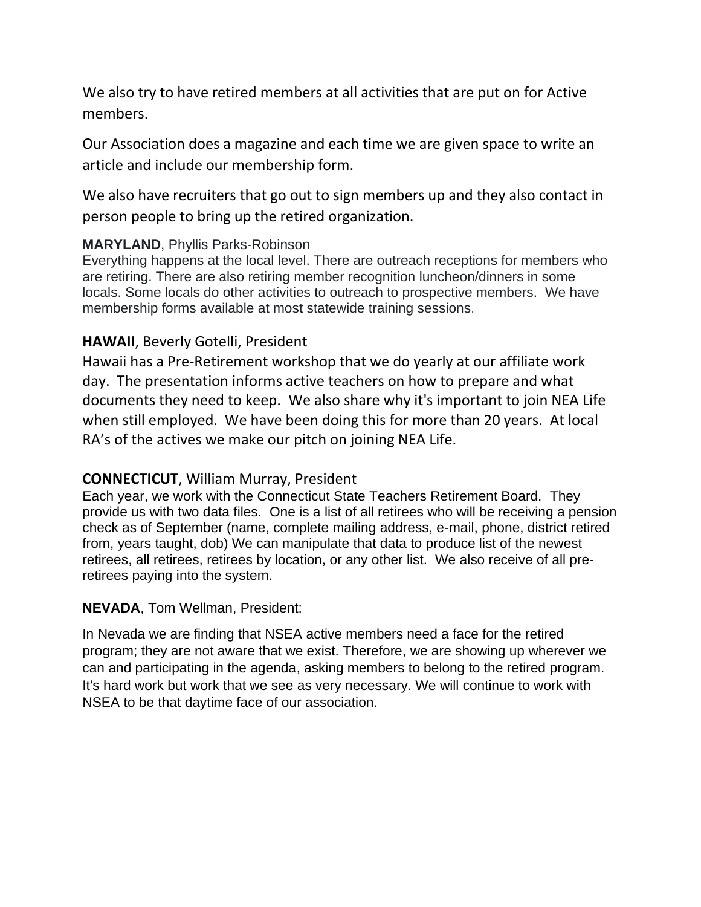We also try to have retired members at all activities that are put on for Active members.

Our Association does a magazine and each time we are given space to write an article and include our membership form.

We also have recruiters that go out to sign members up and they also contact in person people to bring up the retired organization.

**MARYLAND**, Phyllis Parks-Robinson

Everything happens at the local level. There are outreach receptions for members who are retiring. There are also retiring member recognition luncheon/dinners in some locals. Some locals do other activities to outreach to prospective members. We have membership forms available at most statewide training sessions.

**HAWAII**, Beverly Gotelli, President

Hawaii has a Pre-Retirement workshop that we do yearly at our affiliate work day. The presentation informs active teachers on how to prepare and what documents they need to keep. We also share why it's important to join NEA Life when still employed. We have been doing this for more than 20 years. At local RA's of the actives we make our pitch on joining NEA Life.

**CONNECTICUT**, William Murray, President

Each year, we work with the Connecticut State Teachers Retirement Board. They provide us with two data files. One is a list of all retirees who will be receiving a pension check as of September (name, complete mailing address, e-mail, phone, district retired from, years taught, dob) We can manipulate that data to produce list of the newest retirees, all retirees, retirees by location, or any other list. We also receive of all pre-retirees paying into the system.

**NEVADA**, Tom Wellman, President:

In Nevada we are finding that NSEA active members need a face for the retired program; they are not aware that we exist. Therefore, we are showing up wherever we can and participating in the agenda, asking members to belong to the retired program. It's hard work but work that we see as very necessary. We will continue to work with NSEA to be that daytime face of our association.